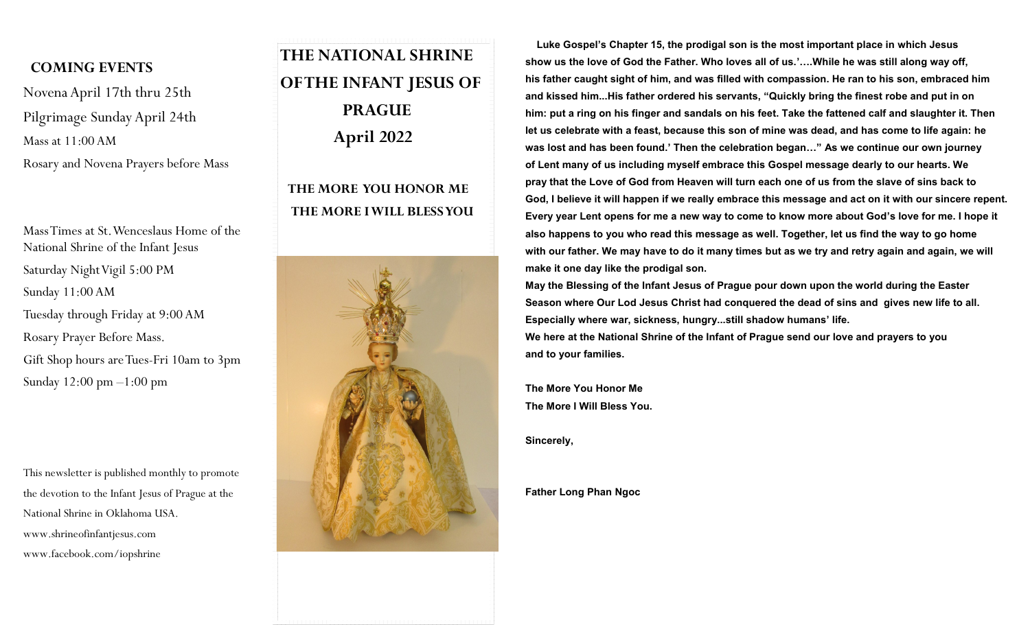## COMING EVENTS

Novena April 17th thru 25th

Pilgrimage Sunday April 24th

Mass at 11:00 AM

Rosary and Novena Prayers before Mass

Mass Times at St. Wenceslaus Home of the National Shrine of the Infant Jesus

Saturday Night Vigil 5:00 PM

Sunday 11:00 AM

Tuesday through Friday at 9:00 AM

Rosary Prayer Before Mass.

Gift Shop hours are Tues-Fri 10am to 3pm

Sunday 12:00 pm –1:00 pm

This newsletter is published monthly to promote the devotion to the Infant Jesus of Prague at the National Shrine in Oklahoma USA.

www.shrineofinfantjesus.com

www.facebook.com/iopshrine

# THE NATIONAL SHRINE OF THE INFANT JESUS OF PRAGUE

# April 2022

## THE MORE YOU HONOR ME THE MORE I WILL BLESS YOU

**Luke Gospel's Chapter 15, the prodigal son is the most important place in which Jesus show us the love of God the Father. Who loves all of us.'….While he was still along way off, his father caught sight of him, and was filled with compassion. He ran to his son, embraced him and kissed him...His father ordered his servants, "Quickly bring the finest robe and put in on him: put a ring on his finger and sandals on his feet. Take the fattened calf and slaughter it. Then let us celebrate with a feast, because this son of mine was dead, and has come to life again: he was lost and has been found.' Then the celebration began…" As we continue our own journey of Lent many of us including myself embrace this Gospel message dearly to our hearts. We pray that the Love of God from Heaven will turn each one of us from the slave of sins back to God, I believe it will happen if we really embrace this message and act on it with our sincere repent. Every year Lent opens for me a new way to come to know more about God's love for me. I hope it also happens to you who read this message as well. Together, let us find the way to go home with our father. We may have to do it many times but as we try and retry again and again, we will make it one day like the prodigal son.**

**May the Blessing of the Infant Jesus of Prague pour down upon the world during the Easter Season where Our Lod Jesus Christ had conquered the dead of sins and gives new life to all. Especially where war, sickness, hungry...still shadow humans' life.**

**We here at the National Shrine of the Infant of Prague send our love and prayers to you and to your families.**

**The More You Honor Me**
**The More I Will Bless You.**

**Sincerely,**

**Father Long Phan Ngoc**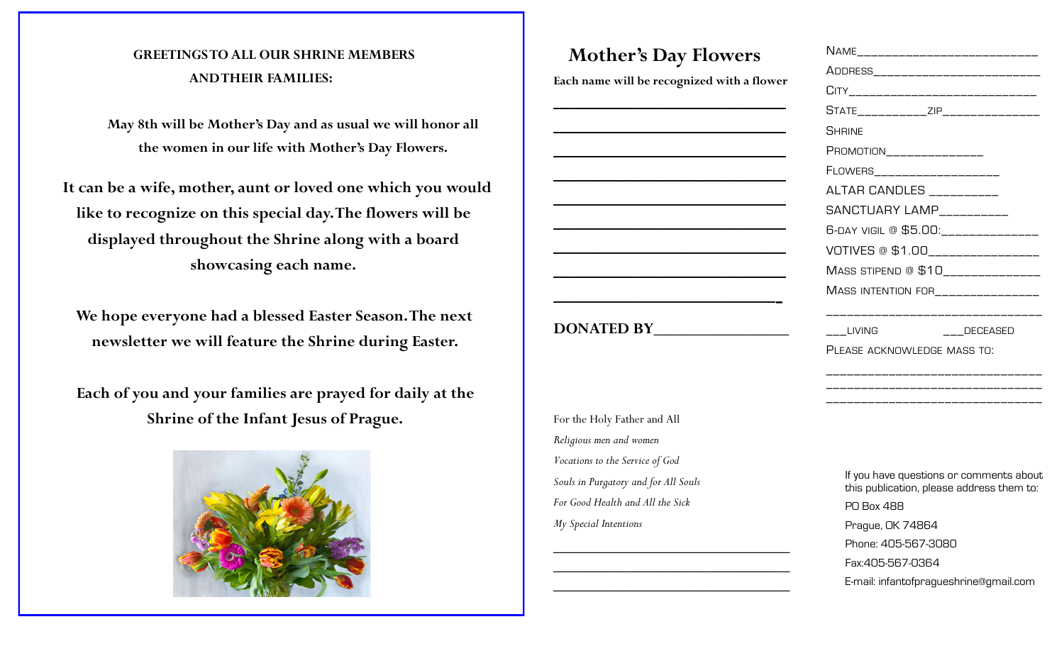**GREETINGS TO ALL OUR SHRINE MEMBERS AND THEIR FAMILIES:**

**May 8th will be Mother's Day and as usual we will honor all the women in our life with Mother's Day Flowers.**

**It can be a wife, mother, aunt or loved one which you would like to recognize on this special day. The flowers will be displayed throughout the Shrine along with a board showcasing each name.**

**We hope everyone had a blessed Easter Season. The next newsletter we will feature the Shrine during Easter.**

**Each of you and your families are prayed for daily at the Shrine of the Infant Jesus of Prague.**

# Mother's Day Flowers

**Each name will be recognized with a flower**

______________________________

______________________________

______________________________

______________________________

______________________________

______________________________

______________________________

______________________________

______________________________

**DONATED BY_______________**

For the Holy Father and All

*Religious men and women*

*Vocations to the Service of God*

*Souls in Purgatory and for All Souls*

*For Good Health and All the Sick*

*My Special Intentions*

______________________________

______________________________

______________________________

NAME__________________________

ADDRESS_______________________

CITY___________________________

STATE__________ZIP_____________

SHRINE

PROMOTION______________

FLOWERS__________________

ALTAR CANDLES __________

SANCTUARY LAMP__________

6-DAY VIGIL @ $5.00:______________

VOTIVES @ $1.00________________

MASS STIPEND @ $10______________

MASS INTENTION FOR_______________

______________________________

___LIVING ___DECEASED

PLEASE ACKNOWLEDGE MASS TO:

______________________________

______________________________

______________________________

If you have questions or comments about this publication, please address them to:

PO Box 488

Prague, OK 74864

Phone: 405-567-3080

Fax:405-567-0364

E-mail: infantofpragueshrine@gmail.com